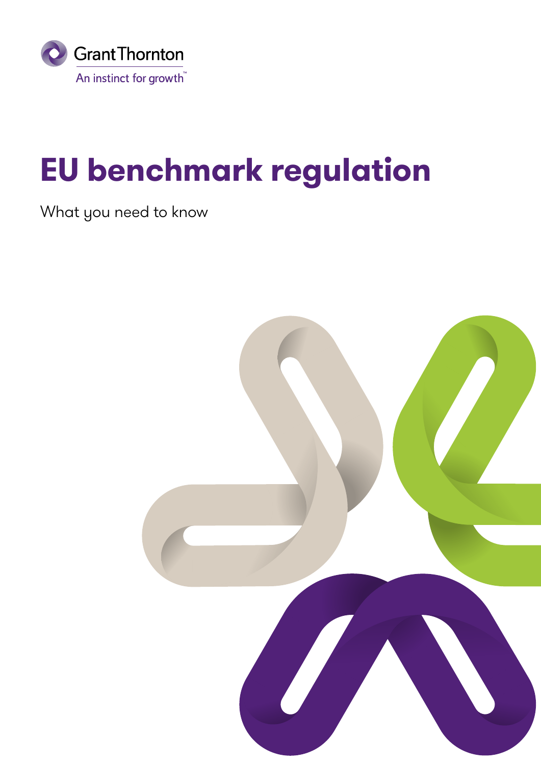Grant Thornton

An instinct for growth™

# EU benchmark regulation

What you need to know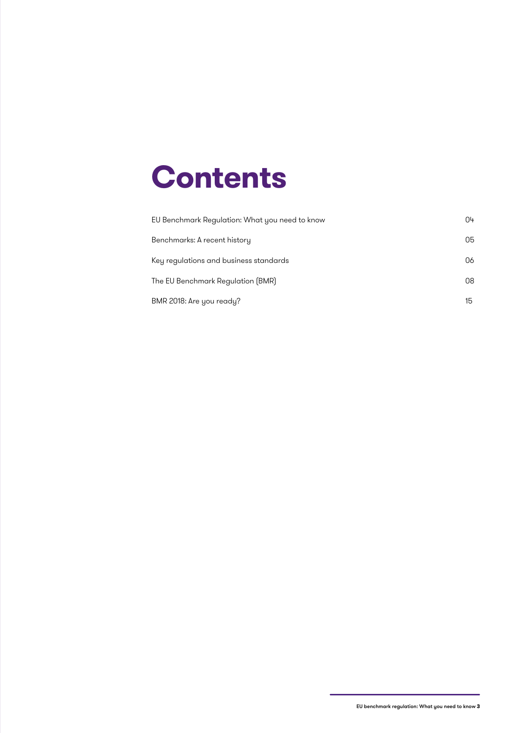# Contents

| | |
|---|---|
| EU Benchmark Regulation: What you need to know | 04 |
| Benchmarks: A recent history | 05 |
| Key regulations and business standards | 06 |
| The EU Benchmark Regulation (BMR) | 08 |
| BMR 2018: Are you ready? | 15 |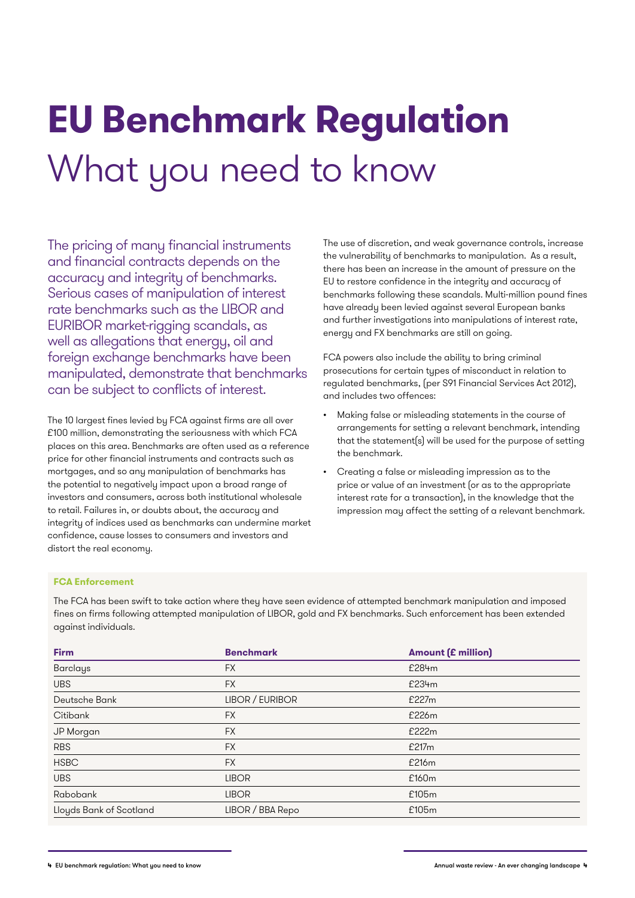# **EU Benchmark Regulation**

# What you need to know

The pricing of many financial instruments and financial contracts depends on the accuracy and integrity of benchmarks. Serious cases of manipulation of interest rate benchmarks such as the LIBOR and EURIBOR market-rigging scandals, as well as allegations that energy, oil and foreign exchange benchmarks have been manipulated, demonstrate that benchmarks can be subject to conflicts of interest.

The 10 largest fines levied by FCA against firms are all over £100 million, demonstrating the seriousness with which FCA places on this area. Benchmarks are often used as a reference price for other financial instruments and contracts such as mortgages, and so any manipulation of benchmarks has the potential to negatively impact upon a broad range of investors and consumers, across both institutional wholesale to retail. Failures in, or doubts about, the accuracy and integrity of indices used as benchmarks can undermine market confidence, cause losses to consumers and investors and distort the real economy.

The use of discretion, and weak governance controls, increase the vulnerability of benchmarks to manipulation. As a result, there has been an increase in the amount of pressure on the EU to restore confidence in the integrity and accuracy of benchmarks following these scandals. Multi-million pound fines have already been levied against several European banks and further investigations into manipulations of interest rate, energy and FX benchmarks are still on going.

FCA powers also include the ability to bring criminal prosecutions for certain types of misconduct in relation to regulated benchmarks, (per S91 Financial Services Act 2012), and includes two offences:

- Making false or misleading statements in the course of arrangements for setting a relevant benchmark, intending that the statement(s) will be used for the purpose of setting the benchmark.
- Creating a false or misleading impression as to the price or value of an investment (or as to the appropriate interest rate for a transaction), in the knowledge that the impression may affect the setting of a relevant benchmark.

**FCA Enforcement**

The FCA has been swift to take action where they have seen evidence of attempted benchmark manipulation and imposed fines on firms following attempted manipulation of LIBOR, gold and FX benchmarks. Such enforcement has been extended against individuals.

| **Firm** | **Benchmark** | **Amount (£ million)** |
|---|---|---|
| Barclays | FX | £284m |
| UBS | FX | £234m |
| Deutsche Bank | LIBOR / EURIBOR | £227m |
| Citibank | FX | £226m |
| JP Morgan | FX | £222m |
| RBS | FX | £217m |
| HSBC | FX | £216m |
| UBS | LIBOR | £160m |
| Rabobank | LIBOR | £105m |
| Lloyds Bank of Scotland | LIBOR / BBA Repo | £105m |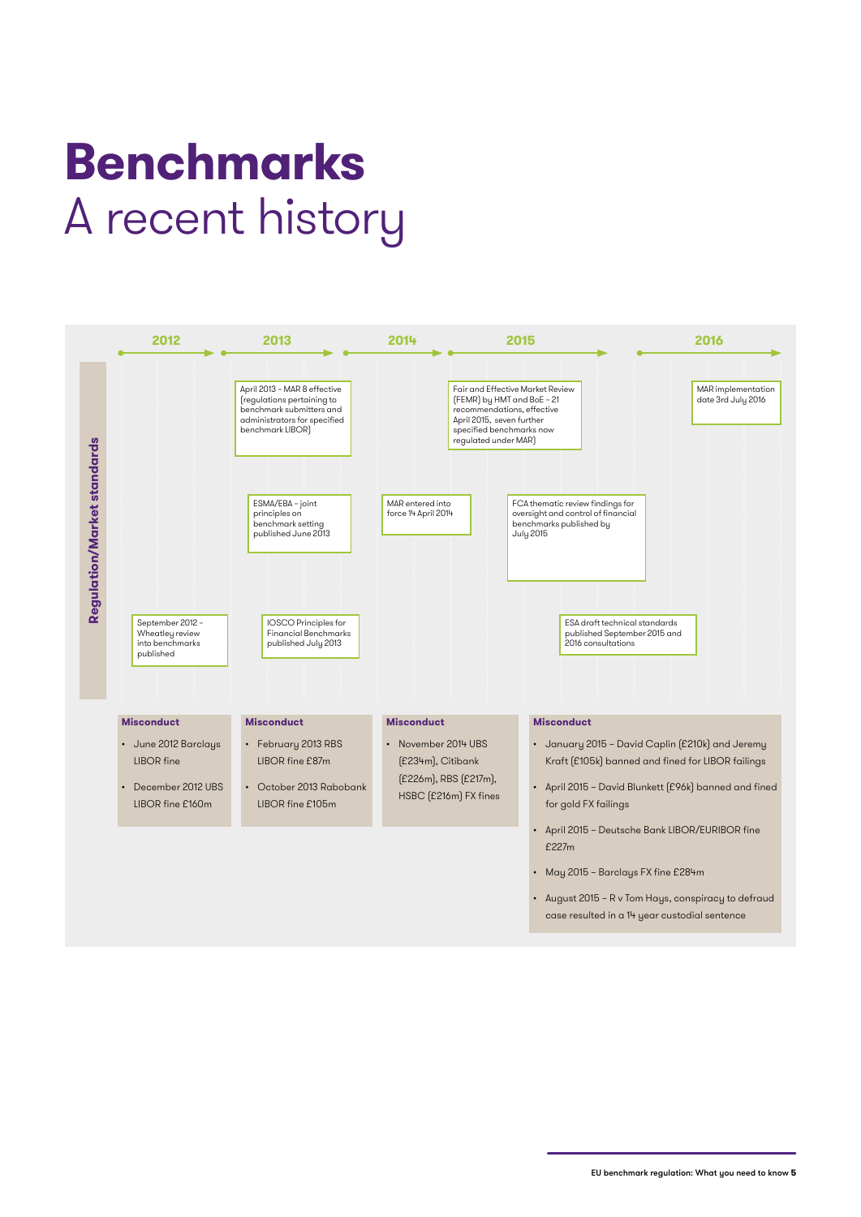# Benchmarks
A recent history

## Regulation/Market standards

### 2012

- September 2012 – Wheatley review into benchmarks published

### 2013

- April 2013 – MAR 8 effective (regulations pertaining to benchmark submitters and administrators for specified benchmark LIBOR)
- ESMA/EBA – joint principles on benchmark setting published June 2013
- IOSCO Principles for Financial Benchmarks published July 2013

### 2014

- MAR entered into force 14 April 2014

### 2015

- Fair and Effective Market Review (FEMR) by HMT and BoE – 21 recommendations, effective April 2015, seven further specified benchmarks now regulated under MAR)
- FCA thematic review findings for oversight and control of financial benchmarks published by July 2015
- ESA draft technical standards published September 2015 and 2016 consultations

### 2016

- MAR implementation date 3rd July 2016

## Misconduct

### 2012

- June 2012 Barclays LIBOR fine
- December 2012 UBS LIBOR fine £160m

### 2013

- February 2013 RBS LIBOR fine £87m
- October 2013 Rabobank LIBOR fine £105m

### 2014

- November 2014 UBS (£234m), Citibank (£226m), RBS (£217m), HSBC (£216m) FX fines

### 2015

- January 2015 – David Caplin (£210k) and Jeremy Kraft (£105k) banned and fined for LIBOR failings
- April 2015 – David Blunkett (£96k) banned and fined for gold FX failings
- April 2015 – Deutsche Bank LIBOR/EURIBOR fine £227m
- May 2015 – Barclays FX fine £284m
- August 2015 – R v Tom Hays, conspiracy to defraud case resulted in a 14 year custodial sentence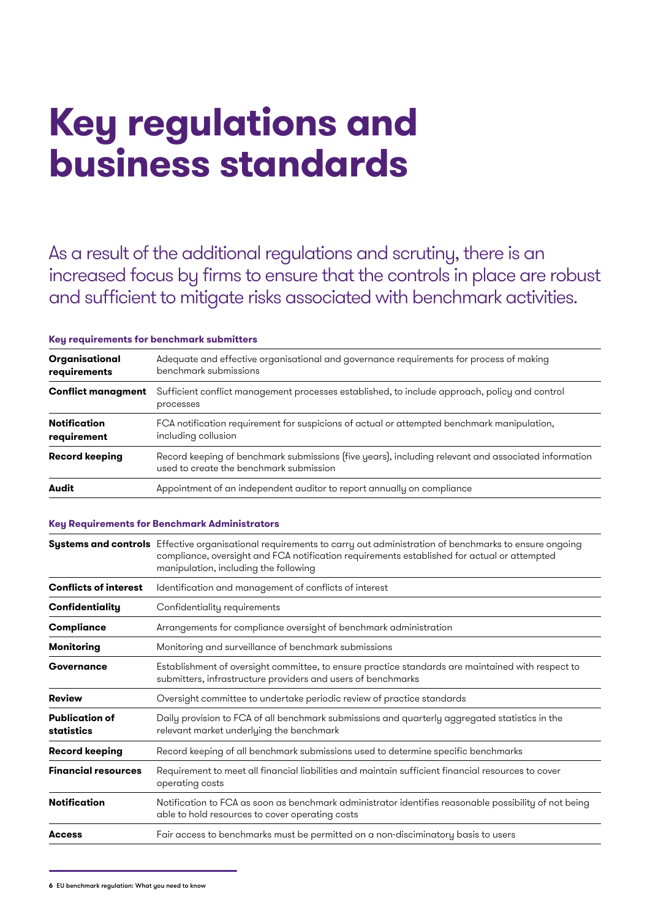# Key regulations and business standards

As a result of the additional regulations and scrutiny, there is an increased focus by firms to ensure that the controls in place are robust and sufficient to mitigate risks associated with benchmark activities.

**Key requirements for benchmark submitters**

| | |
|---|---|
| **Organisational requirements** | Adequate and effective organisational and governance requirements for process of making benchmark submissions |
| **Conflict managment** | Sufficient conflict management processes established, to include approach, policy and control processes |
| **Notification requirement** | FCA notification requirement for suspicions of actual or attempted benchmark manipulation, including collusion |
| **Record keeping** | Record keeping of benchmark submissions (five years), including relevant and associated information used to create the benchmark submission |
| **Audit** | Appointment of an independent auditor to report annually on compliance |

**Key Requirements for Benchmark Administrators**

| | |
|---|---|
| **Systems and controls** | Effective organisational requirements to carry out administration of benchmarks to ensure ongoing compliance, oversight and FCA notification requirements established for actual or attempted manipulation, including the following |
| **Conflicts of interest** | Identification and management of conflicts of interest |
| **Confidentiality** | Confidentiality requirements |
| **Compliance** | Arrangements for compliance oversight of benchmark administration |
| **Monitoring** | Monitoring and surveillance of benchmark submissions |
| **Governance** | Establishment of oversight committee, to ensure practice standards are maintained with respect to submitters, infrastructure providers and users of benchmarks |
| **Review** | Oversight committee to undertake periodic review of practice standards |
| **Publication of statistics** | Daily provision to FCA of all benchmark submissions and quarterly aggregated statistics in the relevant market underlying the benchmark |
| **Record keeping** | Record keeping of all benchmark submissions used to determine specific benchmarks |
| **Financial resources** | Requirement to meet all financial liabilities and maintain sufficient financial resources to cover operating costs |
| **Notification** | Notification to FCA as soon as benchmark administrator identifies reasonable possibility of not being able to hold resources to cover operating costs |
| **Access** | Fair access to benchmarks must be permitted on a non-discriminatory basis to users |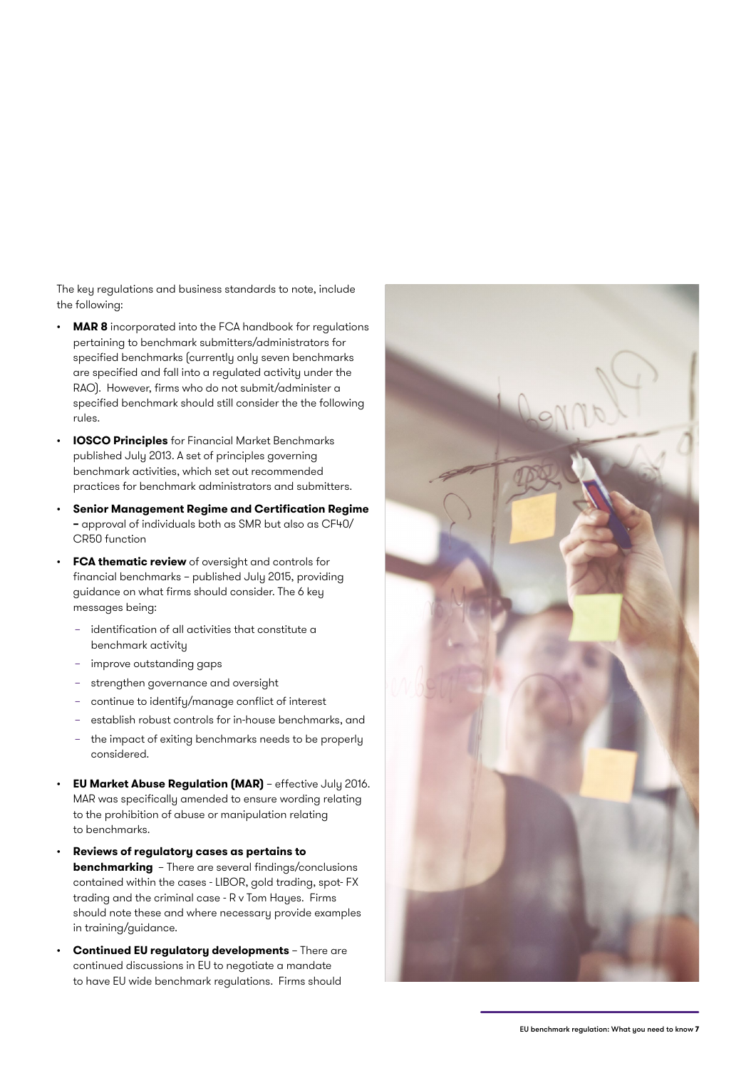The key regulations and business standards to note, include the following:

- **MAR 8** incorporated into the FCA handbook for regulations pertaining to benchmark submitters/administrators for specified benchmarks (currently only seven benchmarks are specified and fall into a regulated activity under the RAO). However, firms who do not submit/administer a specified benchmark should still consider the the following rules.
- **IOSCO Principles** for Financial Market Benchmarks published July 2013. A set of principles governing benchmark activities, which set out recommended practices for benchmark administrators and submitters.
- **Senior Management Regime and Certification Regime –** approval of individuals both as SMR but also as CF40/ CR50 function
- **FCA thematic review** of oversight and controls for financial benchmarks – published July 2015, providing guidance on what firms should consider. The 6 key messages being:
  - identification of all activities that constitute a benchmark activity
  - improve outstanding gaps
  - strengthen governance and oversight
  - continue to identify/manage conflict of interest
  - establish robust controls for in-house benchmarks, and
  - the impact of exiting benchmarks needs to be properly considered.
- **EU Market Abuse Regulation (MAR)** – effective July 2016. MAR was specifically amended to ensure wording relating to the prohibition of abuse or manipulation relating to benchmarks.
- **Reviews of regulatory cases as pertains to benchmarking** – There are several findings/conclusions contained within the cases - LIBOR, gold trading, spot- FX trading and the criminal case - R v Tom Hayes. Firms should note these and where necessary provide examples in training/guidance.
- **Continued EU regulatory developments** – There are continued discussions in EU to negotiate a mandate to have EU wide benchmark regulations. Firms should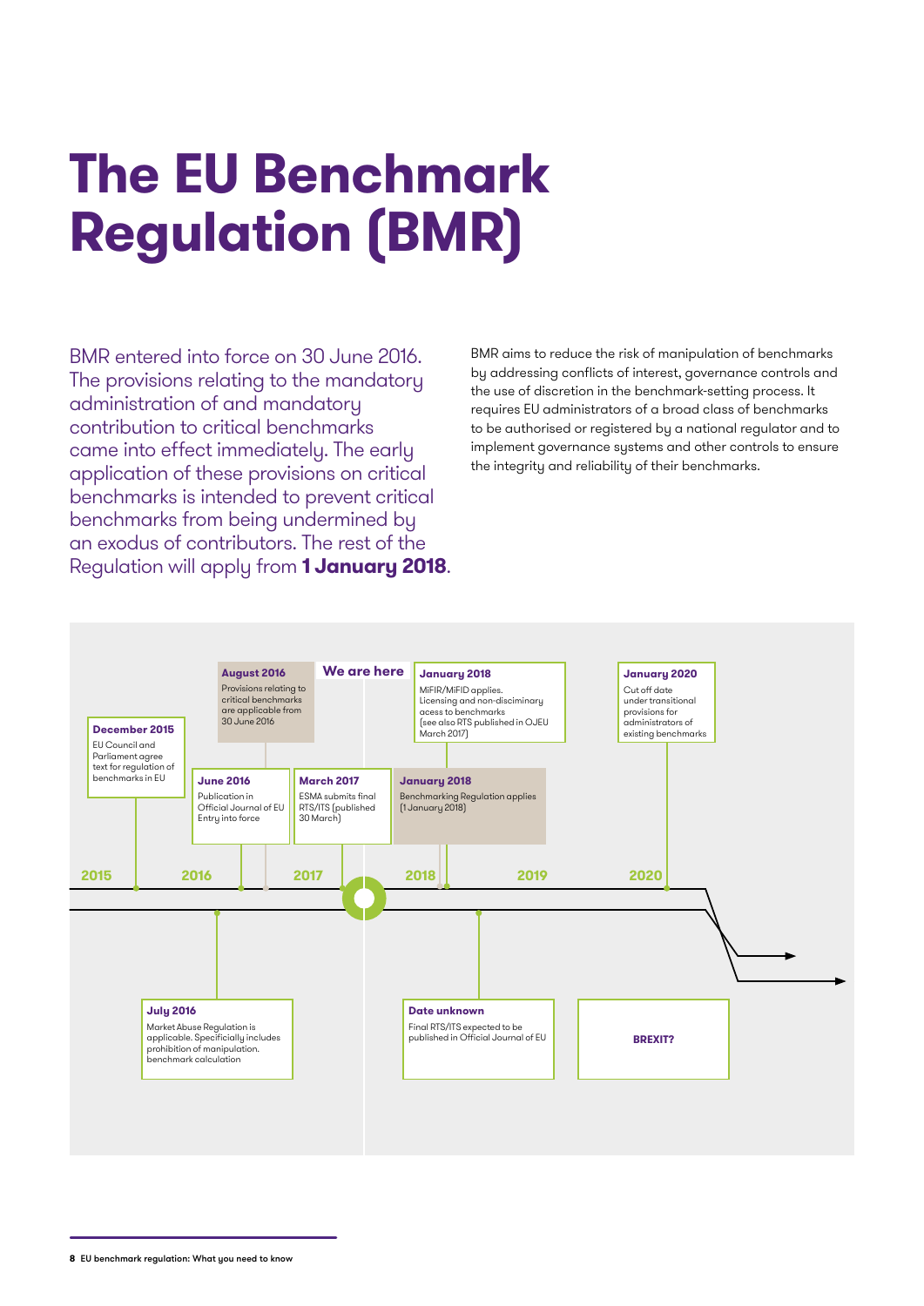# The EU Benchmark Regulation (BMR)

BMR entered into force on 30 June 2016. The provisions relating to the mandatory administration of and mandatory contribution to critical benchmarks came into effect immediately. The early application of these provisions on critical benchmarks is intended to prevent critical benchmarks from being undermined by an exodus of contributors. The rest of the Regulation will apply from **1 January 2018**.

BMR aims to reduce the risk of manipulation of benchmarks by addressing conflicts of interest, governance controls and the use of discretion in the benchmark-setting process. It requires EU administrators of a broad class of benchmarks to be authorised or registered by a national regulator and to implement governance systems and other controls to ensure the integrity and reliability of their benchmarks.

**December 2015**
EU Council and Parliament agree text for regulation of benchmarks in EU

**June 2016**
Publication in Official Journal of EU Entry into force

**July 2016**
Market Abuse Regulation is applicable. Specificially includes prohibition of manipulation. benchmark calculation

**August 2016**
Provisions relating to critical benchmarks are applicable from 30 June 2016

**March 2017**
ESMA submits final RTS/ITS (published 30 March)

**We are here**

**January 2018**
MiFIR/MiFID applies. Licensing and non-disciminary acess to benchmarks (see also RTS published in OJEU March 2017)

**January 2018**
Benchmarking Regulation applies (1 January 2018)

**Date unknown**
Final RTS/ITS expected to be published in Official Journal of EU

**January 2020**
Cut off date under transitional provisions for administrators of existing benchmarks

**BREXIT?**

2015 | 2016 | 2017 | 2018 | 2019 | 2020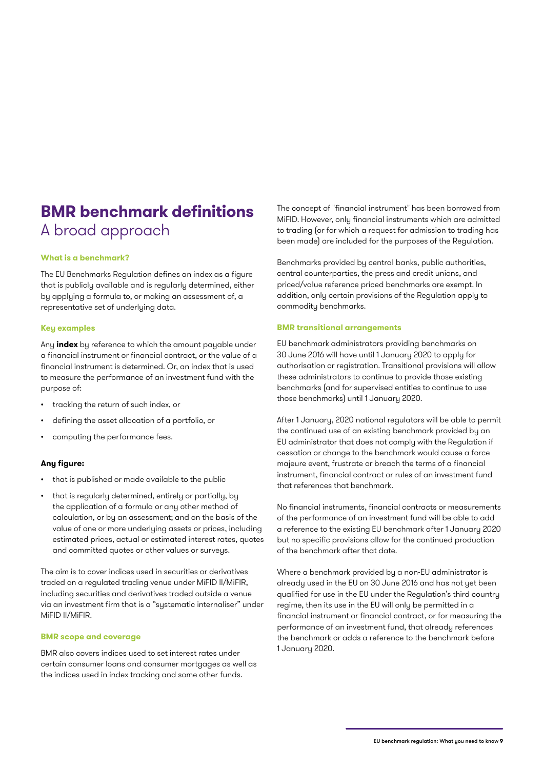# BMR benchmark definitions
## A broad approach

### What is a benchmark?

The EU Benchmarks Regulation defines an index as a figure that is publicly available and is regularly determined, either by applying a formula to, or making an assessment of, a representative set of underlying data.

### Key examples

Any **index** by reference to which the amount payable under a financial instrument or financial contract, or the value of a financial instrument is determined. Or, an index that is used to measure the performance of an investment fund with the purpose of:

- tracking the return of such index, or
- defining the asset allocation of a portfolio, or
- computing the performance fees.

**Any figure:**

- that is published or made available to the public
- that is regularly determined, entirely or partially, by the application of a formula or any other method of calculation, or by an assessment; and on the basis of the value of one or more underlying assets or prices, including estimated prices, actual or estimated interest rates, quotes and committed quotes or other values or surveys.

The aim is to cover indices used in securities or derivatives traded on a regulated trading venue under MiFID II/MiFIR, including securities and derivatives traded outside a venue via an investment firm that is a “systematic internaliser” under MiFID II/MiFIR.

### BMR scope and coverage

BMR also covers indices used to set interest rates under certain consumer loans and consumer mortgages as well as the indices used in index tracking and some other funds.

The concept of "financial instrument" has been borrowed from MiFID. However, only financial instruments which are admitted to trading (or for which a request for admission to trading has been made) are included for the purposes of the Regulation.

Benchmarks provided by central banks, public authorities, central counterparties, the press and credit unions, and priced/value reference priced benchmarks are exempt. In addition, only certain provisions of the Regulation apply to commodity benchmarks.

### BMR transitional arrangements

EU benchmark administrators providing benchmarks on 30 June 2016 will have until 1 January 2020 to apply for authorisation or registration. Transitional provisions will allow these administrators to continue to provide those existing benchmarks (and for supervised entities to continue to use those benchmarks) until 1 January 2020.

After 1 January, 2020 national regulators will be able to permit the continued use of an existing benchmark provided by an EU administrator that does not comply with the Regulation if cessation or change to the benchmark would cause a force majeure event, frustrate or breach the terms of a financial instrument, financial contract or rules of an investment fund that references that benchmark.

No financial instruments, financial contracts or measurements of the performance of an investment fund will be able to add a reference to the existing EU benchmark after 1 January 2020 but no specific provisions allow for the continued production of the benchmark after that date.

Where a benchmark provided by a non-EU administrator is already used in the EU on 30 June 2016 and has not yet been qualified for use in the EU under the Regulation’s third country regime, then its use in the EU will only be permitted in a financial instrument or financial contract, or for measuring the performance of an investment fund, that already references the benchmark or adds a reference to the benchmark before 1 January 2020.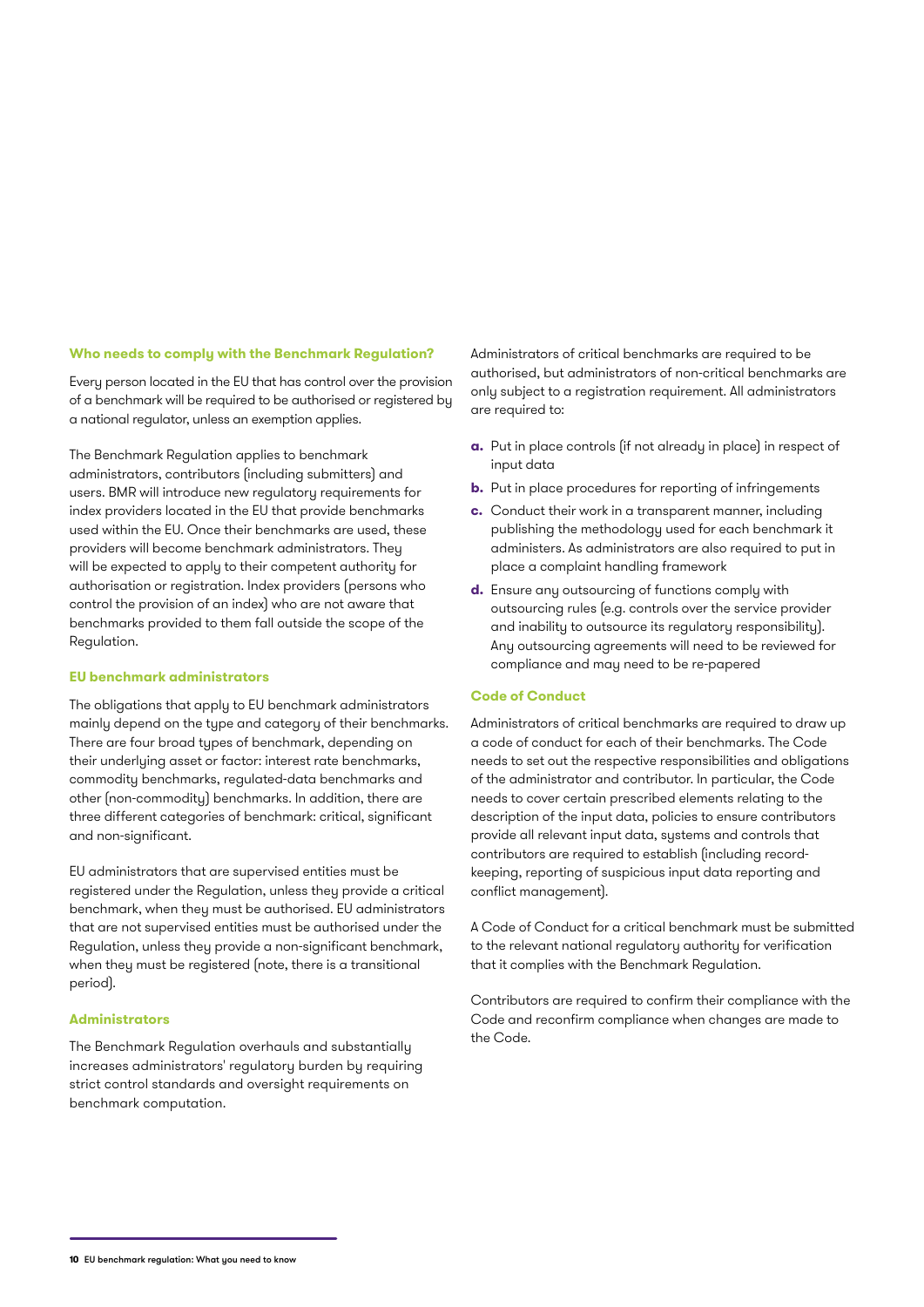### Who needs to comply with the Benchmark Regulation?

Every person located in the EU that has control over the provision of a benchmark will be required to be authorised or registered by a national regulator, unless an exemption applies.

The Benchmark Regulation applies to benchmark administrators, contributors (including submitters) and users. BMR will introduce new regulatory requirements for index providers located in the EU that provide benchmarks used within the EU. Once their benchmarks are used, these providers will become benchmark administrators. They will be expected to apply to their competent authority for authorisation or registration. Index providers (persons who control the provision of an index) who are not aware that benchmarks provided to them fall outside the scope of the Regulation.

### EU benchmark administrators

The obligations that apply to EU benchmark administrators mainly depend on the type and category of their benchmarks. There are four broad types of benchmark, depending on their underlying asset or factor: interest rate benchmarks, commodity benchmarks, regulated-data benchmarks and other (non-commodity) benchmarks. In addition, there are three different categories of benchmark: critical, significant and non-significant.

EU administrators that are supervised entities must be registered under the Regulation, unless they provide a critical benchmark, when they must be authorised. EU administrators that are not supervised entities must be authorised under the Regulation, unless they provide a non-significant benchmark, when they must be registered (note, there is a transitional period).

### Administrators

The Benchmark Regulation overhauls and substantially increases administrators' regulatory burden by requiring strict control standards and oversight requirements on benchmark computation.

Administrators of critical benchmarks are required to be authorised, but administrators of non-critical benchmarks are only subject to a registration requirement. All administrators are required to:

- **a.** Put in place controls (if not already in place) in respect of input data
- **b.** Put in place procedures for reporting of infringements
- **c.** Conduct their work in a transparent manner, including publishing the methodology used for each benchmark it administers. As administrators are also required to put in place a complaint handling framework
- **d.** Ensure any outsourcing of functions comply with outsourcing rules (e.g. controls over the service provider and inability to outsource its regulatory responsibility). Any outsourcing agreements will need to be reviewed for compliance and may need to be re-papered

### Code of Conduct

Administrators of critical benchmarks are required to draw up a code of conduct for each of their benchmarks. The Code needs to set out the respective responsibilities and obligations of the administrator and contributor. In particular, the Code needs to cover certain prescribed elements relating to the description of the input data, policies to ensure contributors provide all relevant input data, systems and controls that contributors are required to establish (including record-keeping, reporting of suspicious input data reporting and conflict management).

A Code of Conduct for a critical benchmark must be submitted to the relevant national regulatory authority for verification that it complies with the Benchmark Regulation.

Contributors are required to confirm their compliance with the Code and reconfirm compliance when changes are made to the Code.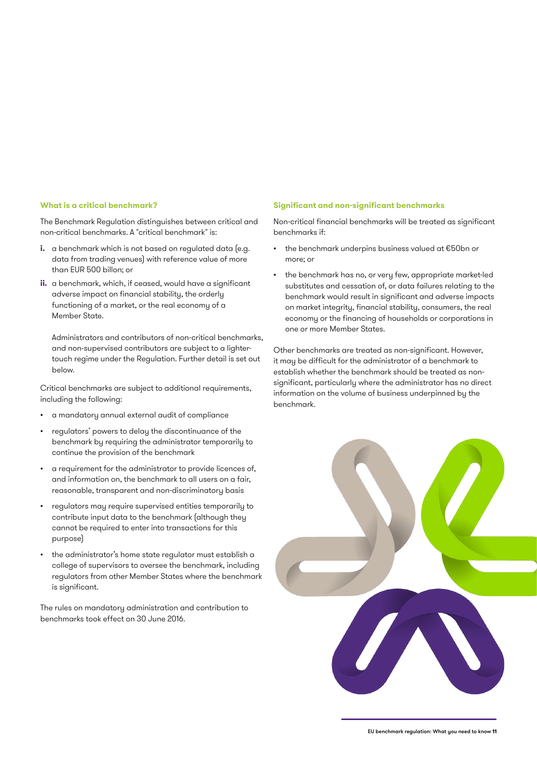### What is a critical benchmark?

The Benchmark Regulation distinguishes between critical and non-critical benchmarks. A "critical benchmark" is:

- **i.** a benchmark which is not based on regulated data (e.g. data from trading venues) with reference value of more than EUR 500 billon; or
- **ii.** a benchmark, which, if ceased, would have a significant adverse impact on financial stability, the orderly functioning of a market, or the real economy of a Member State.

  Administrators and contributors of non-critical benchmarks, and non-supervised contributors are subject to a lighter-touch regime under the Regulation. Further detail is set out below.

Critical benchmarks are subject to additional requirements, including the following:

- a mandatory annual external audit of compliance
- regulators' powers to delay the discontinuance of the benchmark by requiring the administrator temporarily to continue the provision of the benchmark
- a requirement for the administrator to provide licences of, and information on, the benchmark to all users on a fair, reasonable, transparent and non-discriminatory basis
- regulators may require supervised entities temporarily to contribute input data to the benchmark (although they cannot be required to enter into transactions for this purpose)
- the administrator's home state regulator must establish a college of supervisors to oversee the benchmark, including regulators from other Member States where the benchmark is significant.

The rules on mandatory administration and contribution to benchmarks took effect on 30 June 2016.

### Significant and non-significant benchmarks

Non-critical financial benchmarks will be treated as significant benchmarks if:

- the benchmark underpins business valued at €50bn or more; or
- the benchmark has no, or very few, appropriate market-led substitutes and cessation of, or data failures relating to the benchmark would result in significant and adverse impacts on market integrity, financial stability, consumers, the real economy or the financing of households or corporations in one or more Member States.

Other benchmarks are treated as non-significant. However, it may be difficult for the administrator of a benchmark to establish whether the benchmark should be treated as non-significant, particularly where the administrator has no direct information on the volume of business underpinned by the benchmark.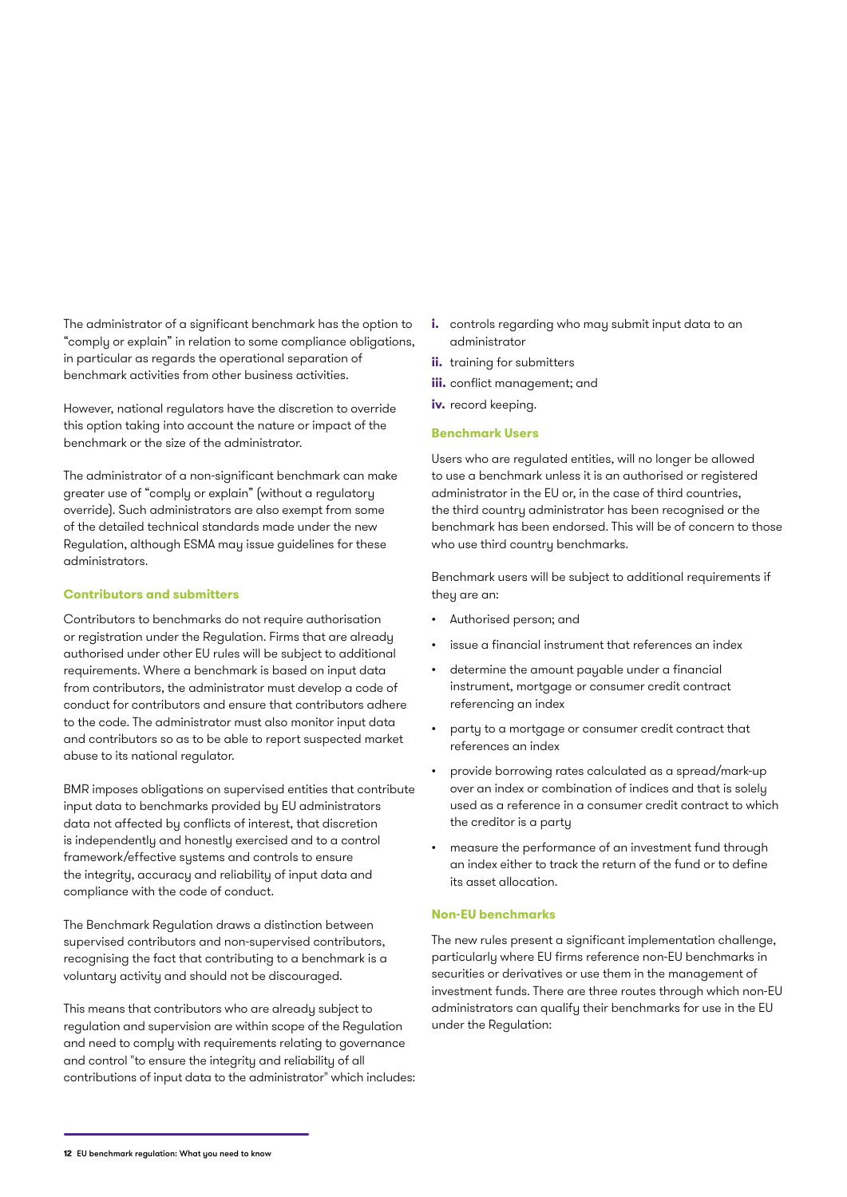The administrator of a significant benchmark has the option to "comply or explain" in relation to some compliance obligations, in particular as regards the operational separation of benchmark activities from other business activities.

However, national regulators have the discretion to override this option taking into account the nature or impact of the benchmark or the size of the administrator.

The administrator of a non-significant benchmark can make greater use of "comply or explain" (without a regulatory override). Such administrators are also exempt from some of the detailed technical standards made under the new Regulation, although ESMA may issue guidelines for these administrators.

### Contributors and submitters

Contributors to benchmarks do not require authorisation or registration under the Regulation. Firms that are already authorised under other EU rules will be subject to additional requirements. Where a benchmark is based on input data from contributors, the administrator must develop a code of conduct for contributors and ensure that contributors adhere to the code. The administrator must also monitor input data and contributors so as to be able to report suspected market abuse to its national regulator.

BMR imposes obligations on supervised entities that contribute input data to benchmarks provided by EU administrators data not affected by conflicts of interest, that discretion is independently and honestly exercised and to a control framework/effective systems and controls to ensure the integrity, accuracy and reliability of input data and compliance with the code of conduct.

The Benchmark Regulation draws a distinction between supervised contributors and non-supervised contributors, recognising the fact that contributing to a benchmark is a voluntary activity and should not be discouraged.

This means that contributors who are already subject to regulation and supervision are within scope of the Regulation and need to comply with requirements relating to governance and control "to ensure the integrity and reliability of all contributions of input data to the administrator" which includes:

- **i.** controls regarding who may submit input data to an administrator
- **ii.** training for submitters
- **iii.** conflict management; and
- **iv.** record keeping.

### Benchmark Users

Users who are regulated entities, will no longer be allowed to use a benchmark unless it is an authorised or registered administrator in the EU or, in the case of third countries, the third country administrator has been recognised or the benchmark has been endorsed. This will be of concern to those who use third country benchmarks.

Benchmark users will be subject to additional requirements if they are an:

- Authorised person; and
- issue a financial instrument that references an index
- determine the amount payable under a financial instrument, mortgage or consumer credit contract referencing an index
- party to a mortgage or consumer credit contract that references an index
- provide borrowing rates calculated as a spread/mark-up over an index or combination of indices and that is solely used as a reference in a consumer credit contract to which the creditor is a party
- measure the performance of an investment fund through an index either to track the return of the fund or to define its asset allocation.

### Non-EU benchmarks

The new rules present a significant implementation challenge, particularly where EU firms reference non-EU benchmarks in securities or derivatives or use them in the management of investment funds. There are three routes through which non-EU administrators can qualify their benchmarks for use in the EU under the Regulation: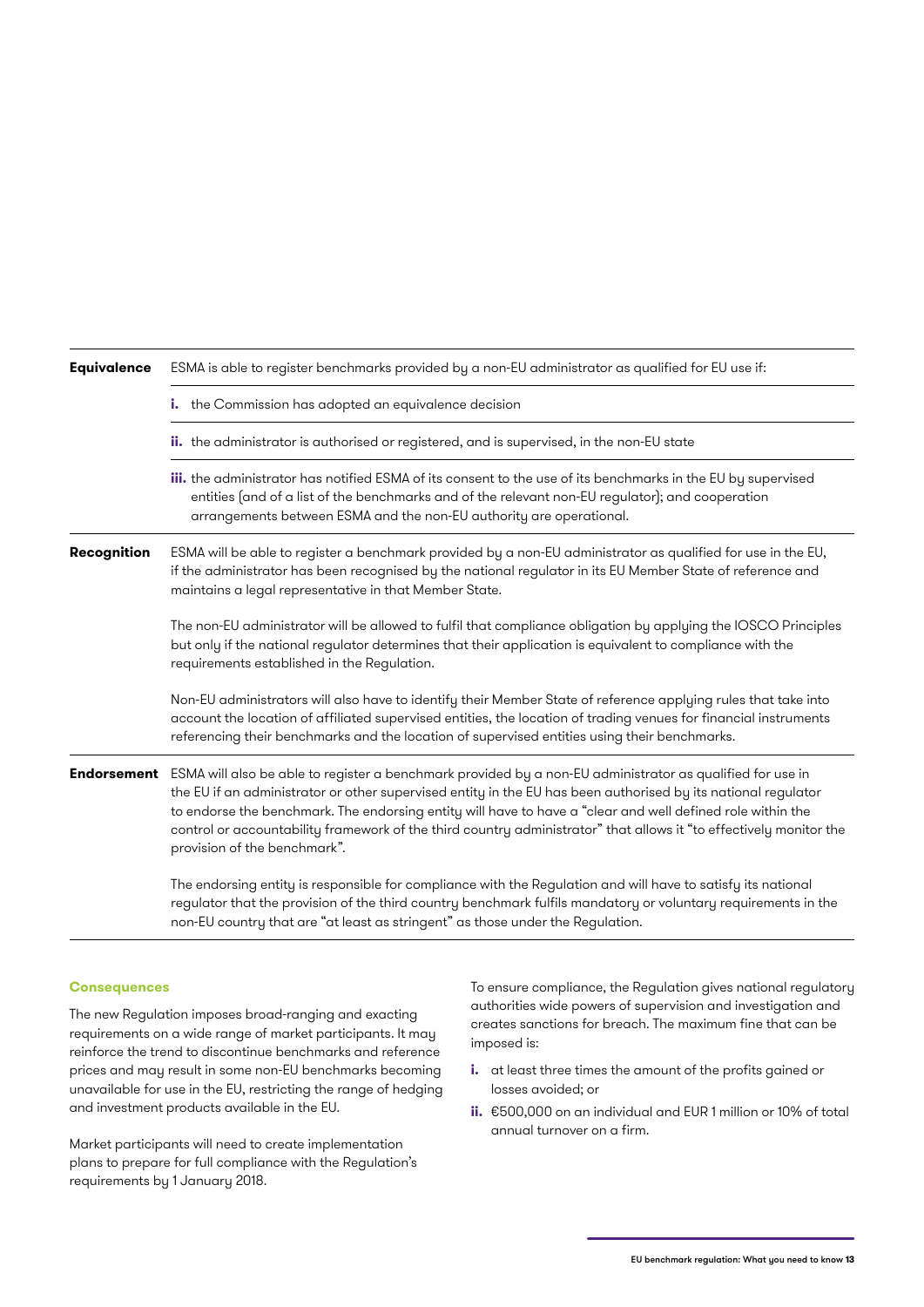| | |
|---|---|
| **Equivalence** | ESMA is able to register benchmarks provided by a non-EU administrator as qualified for EU use if: |
| | **i.** the Commission has adopted an equivalence decision |
| | **ii.** the administrator is authorised or registered, and is supervised, in the non-EU state |
| | **iii.** the administrator has notified ESMA of its consent to the use of its benchmarks in the EU by supervised entities (and of a list of the benchmarks and of the relevant non-EU regulator); and cooperation arrangements between ESMA and the non-EU authority are operational. |
| **Recognition** | ESMA will be able to register a benchmark provided by a non-EU administrator as qualified for use in the EU, if the administrator has been recognised by the national regulator in its EU Member State of reference and maintains a legal representative in that Member State.<br><br>The non-EU administrator will be allowed to fulfil that compliance obligation by applying the IOSCO Principles but only if the national regulator determines that their application is equivalent to compliance with the requirements established in the Regulation.<br><br>Non-EU administrators will also have to identify their Member State of reference applying rules that take into account the location of affiliated supervised entities, the location of trading venues for financial instruments referencing their benchmarks and the location of supervised entities using their benchmarks. |
| **Endorsement** | ESMA will also be able to register a benchmark provided by a non-EU administrator as qualified for use in the EU if an administrator or other supervised entity in the EU has been authorised by its national regulator to endorse the benchmark. The endorsing entity will have to have a "clear and well defined role within the control or accountability framework of the third country administrator" that allows it "to effectively monitor the provision of the benchmark".<br><br>The endorsing entity is responsible for compliance with the Regulation and will have to satisfy its national regulator that the provision of the third country benchmark fulfils mandatory or voluntary requirements in the non-EU country that are "at least as stringent" as those under the Regulation. |

### Consequences

The new Regulation imposes broad-ranging and exacting requirements on a wide range of market participants. It may reinforce the trend to discontinue benchmarks and reference prices and may result in some non-EU benchmarks becoming unavailable for use in the EU, restricting the range of hedging and investment products available in the EU.

Market participants will need to create implementation plans to prepare for full compliance with the Regulation's requirements by 1 January 2018.

To ensure compliance, the Regulation gives national regulatory authorities wide powers of supervision and investigation and creates sanctions for breach. The maximum fine that can be imposed is:

- **i.** at least three times the amount of the profits gained or losses avoided; or
- **ii.** €500,000 on an individual and EUR 1 million or 10% of total annual turnover on a firm.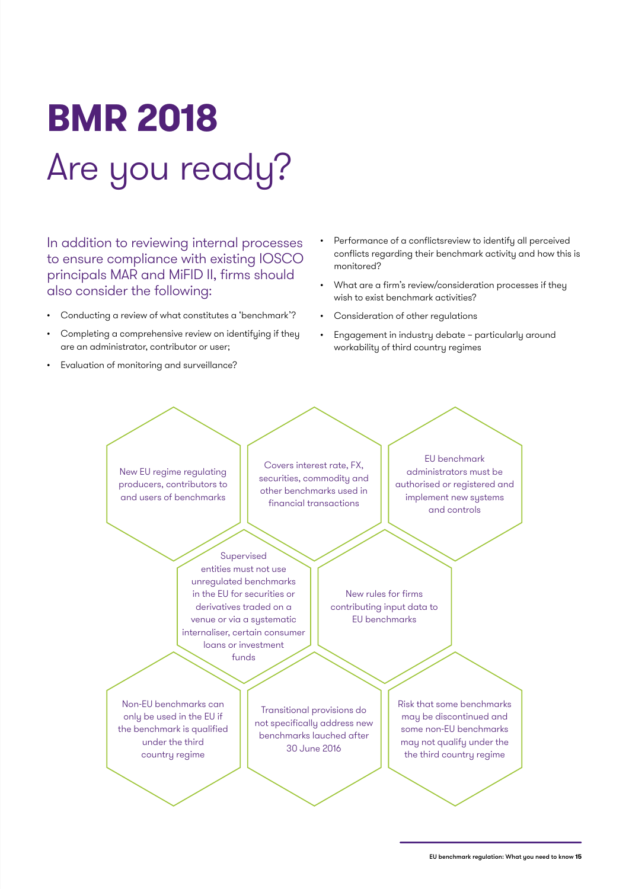# BMR 2018

## Are you ready?

In addition to reviewing internal processes to ensure compliance with existing IOSCO principals MAR and MiFID II, firms should also consider the following:

- Conducting a review of what constitutes a 'benchmark'?
- Completing a comprehensive review on identifying if they are an administrator, contributor or user;
- Evaluation of monitoring and surveillance?
- Performance of a conflictsreview to identify all perceived conflicts regarding their benchmark activity and how this is monitored?
- What are a firm's review/consideration processes if they wish to exist benchmark activities?
- Consideration of other regulations
- Engagement in industry debate – particularly around workability of third country regimes

New EU regime regulating producers, contributors to and users of benchmarks

Covers interest rate, FX, securities, commodity and other benchmarks used in financial transactions

EU benchmark administrators must be authorised or registered and implement new systems and controls

Supervised entities must not use unregulated benchmarks in the EU for securities or derivatives traded on a venue or via a systematic internaliser, certain consumer loans or investment funds

New rules for firms contributing input data to EU benchmarks

Non-EU benchmarks can only be used in the EU if the benchmark is qualified under the third country regime

Transitional provisions do not specifically address new benchmarks lauched after 30 June 2016

Risk that some benchmarks may be discontinued and some non-EU benchmarks may not qualify under the third country regime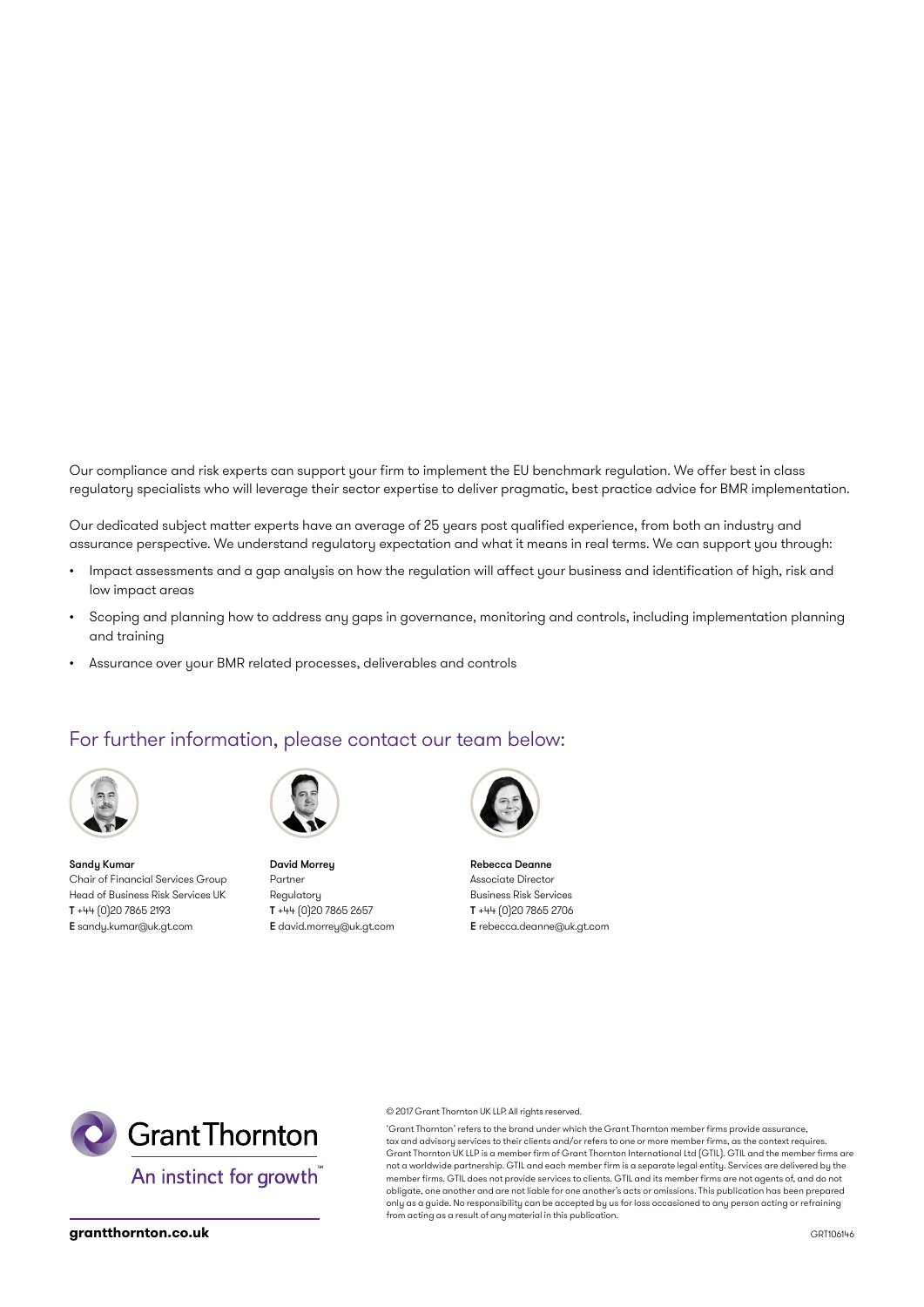Our compliance and risk experts can support your firm to implement the EU benchmark regulation. We offer best in class regulatory specialists who will leverage their sector expertise to deliver pragmatic, best practice advice for BMR implementation.

Our dedicated subject matter experts have an average of 25 years post qualified experience, from both an industry and assurance perspective. We understand regulatory expectation and what it means in real terms. We can support you through:

- Impact assessments and a gap analysis on how the regulation will affect your business and identification of high, risk and low impact areas
- Scoping and planning how to address any gaps in governance, monitoring and controls, including implementation planning and training
- Assurance over your BMR related processes, deliverables and controls

## For further information, please contact our team below:

**Sandy Kumar**
Chair of Financial Services Group
Head of Business Risk Services UK
**T** +44 (0)20 7865 2193
**E** sandy.kumar@uk.gt.com

**David Morrey**
Partner
Regulatory
**T** +44 (0)20 7865 2657
**E** david.morrey@uk.gt.com

**Rebecca Deanne**
Associate Director
Business Risk Services
**T** +44 (0)20 7865 2706
**E** rebecca.deanne@uk.gt.com

Grant Thornton
An instinct for growth™

© 2017 Grant Thornton UK LLP. All rights reserved.

'Grant Thornton' refers to the brand under which the Grant Thornton member firms provide assurance, tax and advisory services to their clients and/or refers to one or more member firms, as the context requires. Grant Thornton UK LLP is a member firm of Grant Thornton International Ltd (GTIL). GTIL and the member firms are not a worldwide partnership. GTIL and each member firm is a separate legal entity. Services are delivered by the member firms. GTIL does not provide services to clients. GTIL and its member firms are not agents of, and do not obligate, one another and are not liable for one another's acts or omissions. This publication has been prepared only as a guide. No responsibility can be accepted by us for loss occasioned to any person acting or refraining from acting as a result of any material in this publication.

**grantthornton.co.uk**

GRT106146